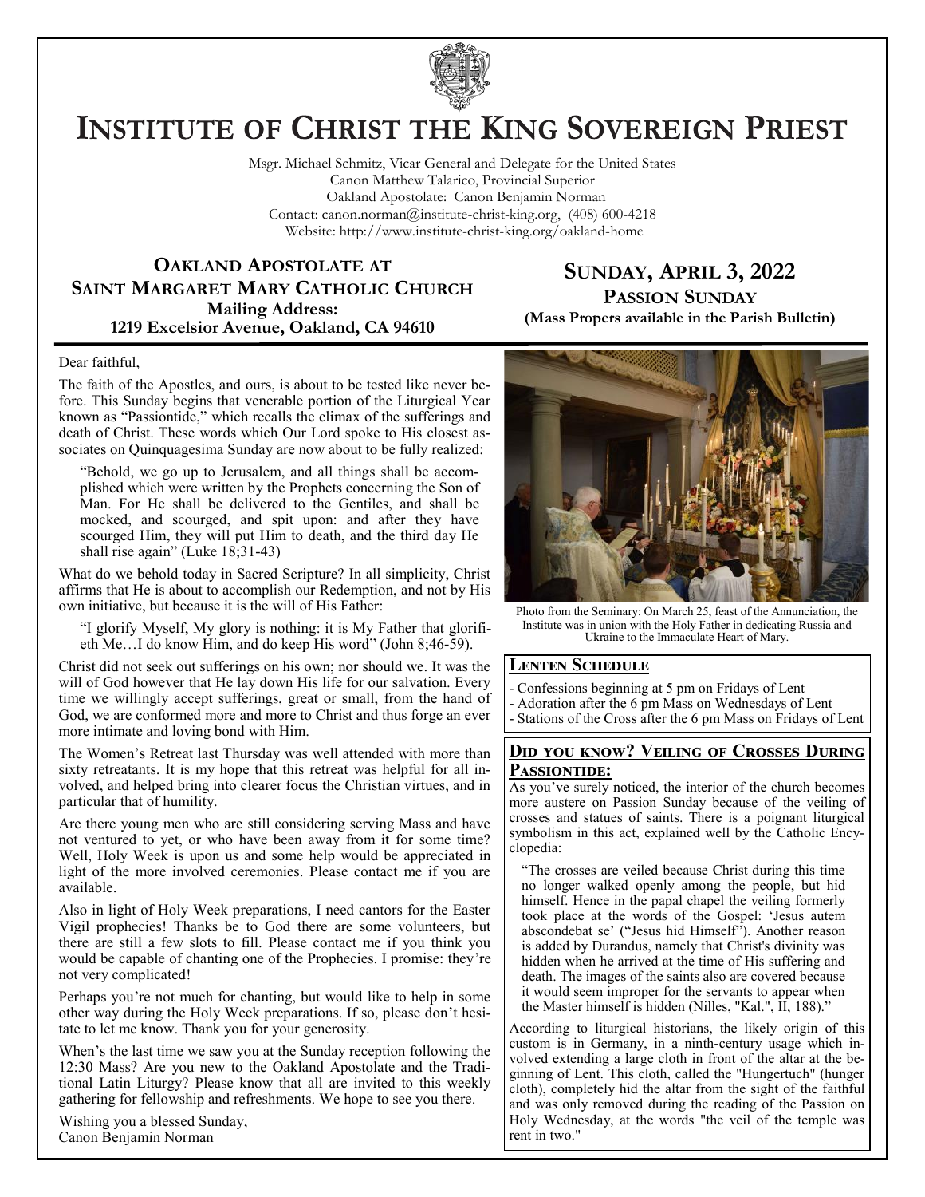# Institute of Christ the King Sovereign Priest

Msgr. Michael Schmitz, Vicar General and Delegate for the United States
Canon Matthew Talarico, Provincial Superior
Oakland Apostolate: Canon Benjamin Norman
Contact: canon.norman@institute-christ-king.org, (408) 600-4218
Website: http://www.institute-christ-king.org/oakland-home

## Oakland Apostolate at Saint Margaret Mary Catholic Church

**Mailing Address:**
**1219 Excelsior Avenue, Oakland, CA 94610**

## Sunday, April 3, 2022

### Passion Sunday

**(Mass Propers available in the Parish Bulletin)**

Dear faithful,

The faith of the Apostles, and ours, is about to be tested like never before. This Sunday begins that venerable portion of the Liturgical Year known as "Passiontide," which recalls the climax of the sufferings and death of Christ. These words which Our Lord spoke to His closest associates on Quinquagesima Sunday are now about to be fully realized:

> "Behold, we go up to Jerusalem, and all things shall be accomplished which were written by the Prophets concerning the Son of Man. For He shall be delivered to the Gentiles, and shall be mocked, and scourged, and spit upon: and after they have scourged Him, they will put Him to death, and the third day He shall rise again" (Luke 18;31-43)

What do we behold today in Sacred Scripture? In all simplicity, Christ affirms that He is about to accomplish our Redemption, and not by His own initiative, but because it is the will of His Father:

> "I glorify Myself, My glory is nothing: it is My Father that glorifieth Me…I do know Him, and do keep His word" (John 8;46-59).

Christ did not seek out sufferings on his own; nor should we. It was the will of God however that He lay down His life for our salvation. Every time we willingly accept sufferings, great or small, from the hand of God, we are conformed more and more to Christ and thus forge an ever more intimate and loving bond with Him.

The Women's Retreat last Thursday was well attended with more than sixty retreatants. It is my hope that this retreat was helpful for all involved, and helped bring into clearer focus the Christian virtues, and in particular that of humility.

Are there young men who are still considering serving Mass and have not ventured to yet, or who have been away from it for some time? Well, Holy Week is upon us and some help would be appreciated in light of the more involved ceremonies. Please contact me if you are available.

Also in light of Holy Week preparations, I need cantors for the Easter Vigil prophecies! Thanks be to God there are some volunteers, but there are still a few slots to fill. Please contact me if you think you would be capable of chanting one of the Prophecies. I promise: they're not very complicated!

Perhaps you're not much for chanting, but would like to help in some other way during the Holy Week preparations. If so, please don't hesitate to let me know. Thank you for your generosity.

When's the last time we saw you at the Sunday reception following the 12:30 Mass? Are you new to the Oakland Apostolate and the Traditional Latin Liturgy? Please know that all are invited to this weekly gathering for fellowship and refreshments. We hope to see you there.

Wishing you a blessed Sunday,
Canon Benjamin Norman

Photo from the Seminary: On March 25, feast of the Annunciation, the Institute was in union with the Holy Father in dedicating Russia and Ukraine to the Immaculate Heart of Mary.

### Lenten Schedule

- Confessions beginning at 5 pm on Fridays of Lent
- Adoration after the 6 pm Mass on Wednesdays of Lent
- Stations of the Cross after the 6 pm Mass on Fridays of Lent

### Did you know? Veiling of Crosses During Passiontide:

As you've surely noticed, the interior of the church becomes more austere on Passion Sunday because of the veiling of crosses and statues of saints. There is a poignant liturgical symbolism in this act, explained well by the Catholic Encyclopedia:

> "The crosses are veiled because Christ during this time no longer walked openly among the people, but hid himself. Hence in the papal chapel the veiling formerly took place at the words of the Gospel: 'Jesus autem abscondebat se' ("Jesus hid Himself"). Another reason is added by Durandus, namely that Christ's divinity was hidden when he arrived at the time of His suffering and death. The images of the saints also are covered because it would seem improper for the servants to appear when the Master himself is hidden (Nilles, "Kal.", II, 188)."

According to liturgical historians, the likely origin of this custom is in Germany, in a ninth-century usage which involved extending a large cloth in front of the altar at the beginning of Lent. This cloth, called the "Hungertuch" (hunger cloth), completely hid the altar from the sight of the faithful and was only removed during the reading of the Passion on Holy Wednesday, at the words "the veil of the temple was rent in two."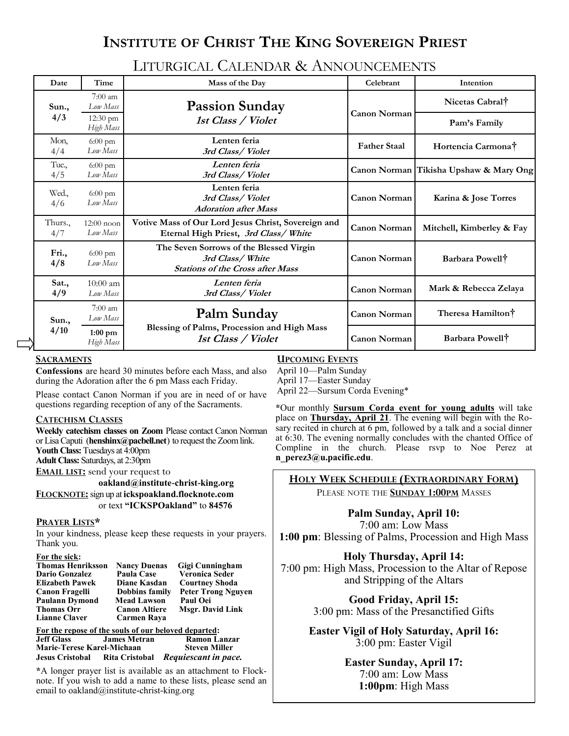# Institute of Christ The King Sovereign Priest

## Liturgical Calendar & Announcements

| Date | Time | Mass of the Day | Celebrant | Intention |
|---|---|---|---|---|
| **Sun., 4/3** | 7:00 am *Low Mass* | **Passion Sunday** *1st Class / Violet* | **Canon Norman** | **Nicetas Cabral†** |
| | 12:30 pm *High Mass* | | | **Pam's Family** |
| Mon, 4/4 | 6:00 pm *Low Mass* | **Lenten feria** *3rd Class/ Violet* | **Father Staal** | **Hortencia Carmona†** |
| Tue., 4/5 | 6:00 pm *Low Mass* | *Lenten feria* *3rd Class/ Violet* | **Canon Norman** | **Tikisha Upshaw & Mary Ong** |
| Wed., 4/6 | 6:00 pm *Low Mass* | **Lenten feria** *3rd Class/ Violet* *Adoration after Mass* | **Canon Norman** | **Karina & Jose Torres** |
| Thurs., 4/7 | 12:00 noon *Low Mass* | **Votive Mass of Our Lord Jesus Christ, Sovereign and Eternal High Priest,** *3rd Class/ White* | **Canon Norman** | **Mitchell, Kimberley & Fay** |
| **Fri., 4/8** | 6:00 pm *Low Mass* | **The Seven Sorrows of the Blessed Virgin** *3rd Class/ White* *Stations of the Cross after Mass* | **Canon Norman** | **Barbara Powell†** |
| **Sat., 4/9** | 10:00 am *Low Mass* | *Lenten feria* *3rd Class/ Violet* | **Canon Norman** | **Mark & Rebecca Zelaya** |
| **Sun., 4/10** | 7:00 am *Low Mass* | **Palm Sunday** **Blessing of Palms, Procession and High Mass** *1st Class / Violet* | **Canon Norman** | **Theresa Hamilton†** |
| | **1:00 pm** *High Mass* | | **Canon Norman** | **Barbara Powell†** |

### Sacraments

**Confessions** are heard 30 minutes before each Mass, and also during the Adoration after the 6 pm Mass each Friday.

Please contact Canon Norman if you are in need of or have questions regarding reception of any of the Sacraments.

### Catechism Classes

**Weekly catechism classes on Zoom** Please contact Canon Norman or Lisa Caputi (**henshinx@pacbell.net**) to request the Zoom link.
**Youth Class:** Tuesdays at 4:00pm
**Adult Class:** Saturdays, at 2:30pm

**Email list:** send your request to **oakland@institute-christ-king.org**

**Flocknote:** sign up at **ickspoakland.flocknote.com** or text **"ICKSPOakland"** to **84576**

### Prayer Lists*

In your kindness, please keep these requests in your prayers. Thank you.

**For the sick:**
**Thomas Henriksson, Nancy Duenas, Gigi Cunningham, Dario Gonzalez, Paula Case, Veronica Seder, Elizabeth Pawek, Diane Kasdan, Courtney Shoda, Canon Fragelli, Dobbins family, Peter Trong Nguyen, Paulann Dymond, Mead Lawson, Paul Oei, Thomas Orr, Canon Altiere, Msgr. David Link, Lianne Claver, Carmen Raya**

**For the repose of the souls of our beloved departed:**
**Jeff Glass, James Metran, Ramon Lanzar, Marie-Terese Karel-Michaan, Steven Miller, Jesus Cristobal, Rita Cristobal** ***Requiescant in pace.***

***A longer prayer list is available as an attachment to Flocknote. If you wish to add a name to these lists, please send an email to oakland@institute-christ-king.org

### Upcoming Events

April 10—Palm Sunday
April 17—Easter Sunday
April 22—Sursum Corda Evening*

***Our monthly **Sursum Corda event for young adults** will take place on **Thursday, April 21**. The evening will begin with the Rosary recited in church at 6 pm, followed by a talk and a social dinner at 6:30. The evening normally concludes with the chanted Office of Compline in the church. Please rsvp to Noe Perez at **n_perez3@u.pacific.edu**.

### Holy Week Schedule (Extraordinary Form)

Please note the **Sunday 1:00pm** Masses

**Palm Sunday, April 10:**
7:00 am: Low Mass
**1:00 pm**: Blessing of Palms, Procession and High Mass

**Holy Thursday, April 14:**
7:00 pm: High Mass, Procession to the Altar of Repose and Stripping of the Altars

**Good Friday, April 15:**
3:00 pm: Mass of the Presanctified Gifts

**Easter Vigil of Holy Saturday, April 16:**
3:00 pm: Easter Vigil

**Easter Sunday, April 17:**
7:00 am: Low Mass
**1:00pm**: High Mass